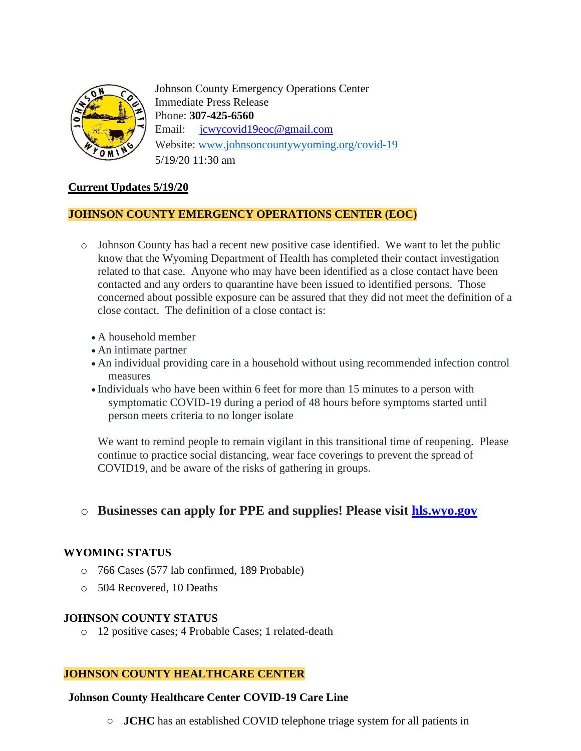Johnson County Emergency Operations Center
Immediate Press Release
Phone: **307-425-6560**
Email: jcwycovid19eoc@gmail.com
Website: www.johnsoncountywyoming.org/covid-19
5/19/20 11:30 am

**Current Updates 5/19/20**

## JOHNSON COUNTY EMERGENCY OPERATIONS CENTER (EOC)

- Johnson County has had a recent new positive case identified. We want to let the public know that the Wyoming Department of Health has completed their contact investigation related to that case. Anyone who may have been identified as a close contact have been contacted and any orders to quarantine have been issued to identified persons. Those concerned about possible exposure can be assured that they did not meet the definition of a close contact. The definition of a close contact is:

  - A household member
  - An intimate partner
  - An individual providing care in a household without using recommended infection control measures
  - Individuals who have been within 6 feet for more than 15 minutes to a person with symptomatic COVID-19 during a period of 48 hours before symptoms started until person meets criteria to no longer isolate

  We want to remind people to remain vigilant in this transitional time of reopening. Please continue to practice social distancing, wear face coverings to prevent the spread of COVID19, and be aware of the risks of gathering in groups.

- **Businesses can apply for PPE and supplies! Please visit hls.wyo.gov**

### WYOMING STATUS

- 766 Cases (577 lab confirmed, 189 Probable)
- 504 Recovered, 10 Deaths

### JOHNSON COUNTY STATUS

- 12 positive cases; 4 Probable Cases; 1 related-death

## JOHNSON COUNTY HEALTHCARE CENTER

**Johnson County Healthcare Center COVID-19 Care Line**

- **JCHC** has an established COVID telephone triage system for all patients in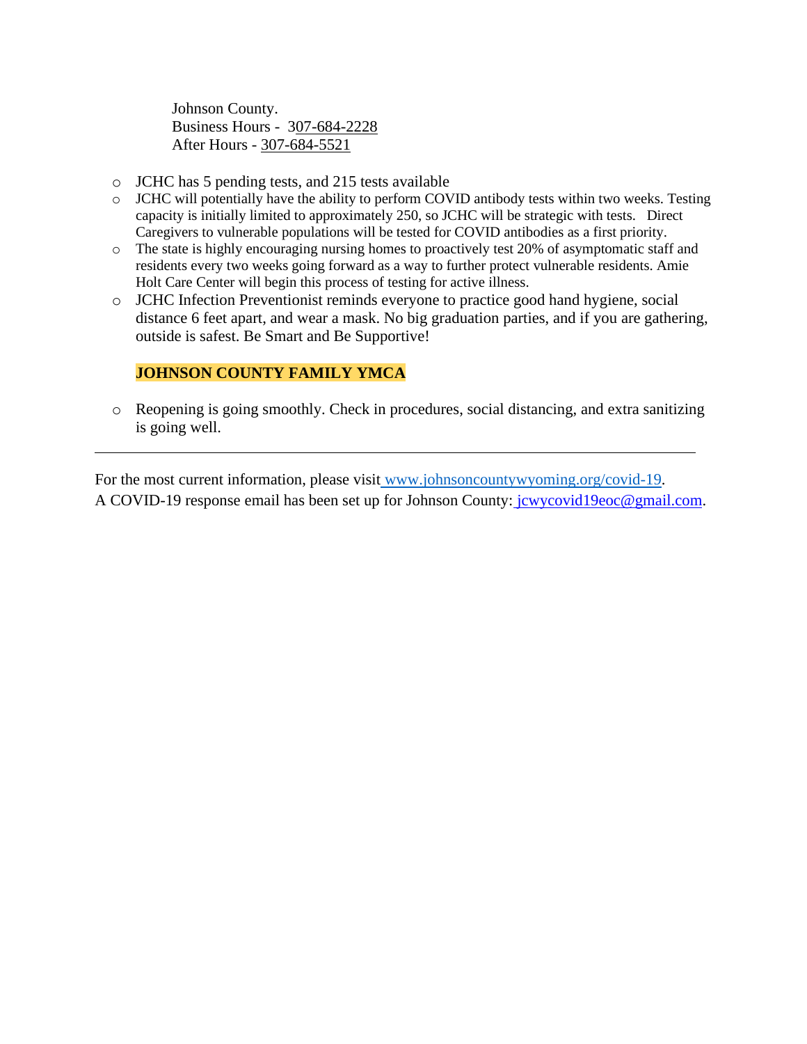Johnson County.
Business Hours - 307-684-2228
After Hours - 307-684-5521

- JCHC has 5 pending tests, and 215 tests available
- JCHC will potentially have the ability to perform COVID antibody tests within two weeks. Testing capacity is initially limited to approximately 250, so JCHC will be strategic with tests. Direct Caregivers to vulnerable populations will be tested for COVID antibodies as a first priority.
- The state is highly encouraging nursing homes to proactively test 20% of asymptomatic staff and residents every two weeks going forward as a way to further protect vulnerable residents. Amie Holt Care Center will begin this process of testing for active illness.
- JCHC Infection Preventionist reminds everyone to practice good hand hygiene, social distance 6 feet apart, and wear a mask. No big graduation parties, and if you are gathering, outside is safest. Be Smart and Be Supportive!

**JOHNSON COUNTY FAMILY YMCA**

- Reopening is going smoothly. Check in procedures, social distancing, and extra sanitizing is going well.

---

For the most current information, please visit www.johnsoncountywyoming.org/covid-19.
A COVID-19 response email has been set up for Johnson County: jcwycovid19eoc@gmail.com.